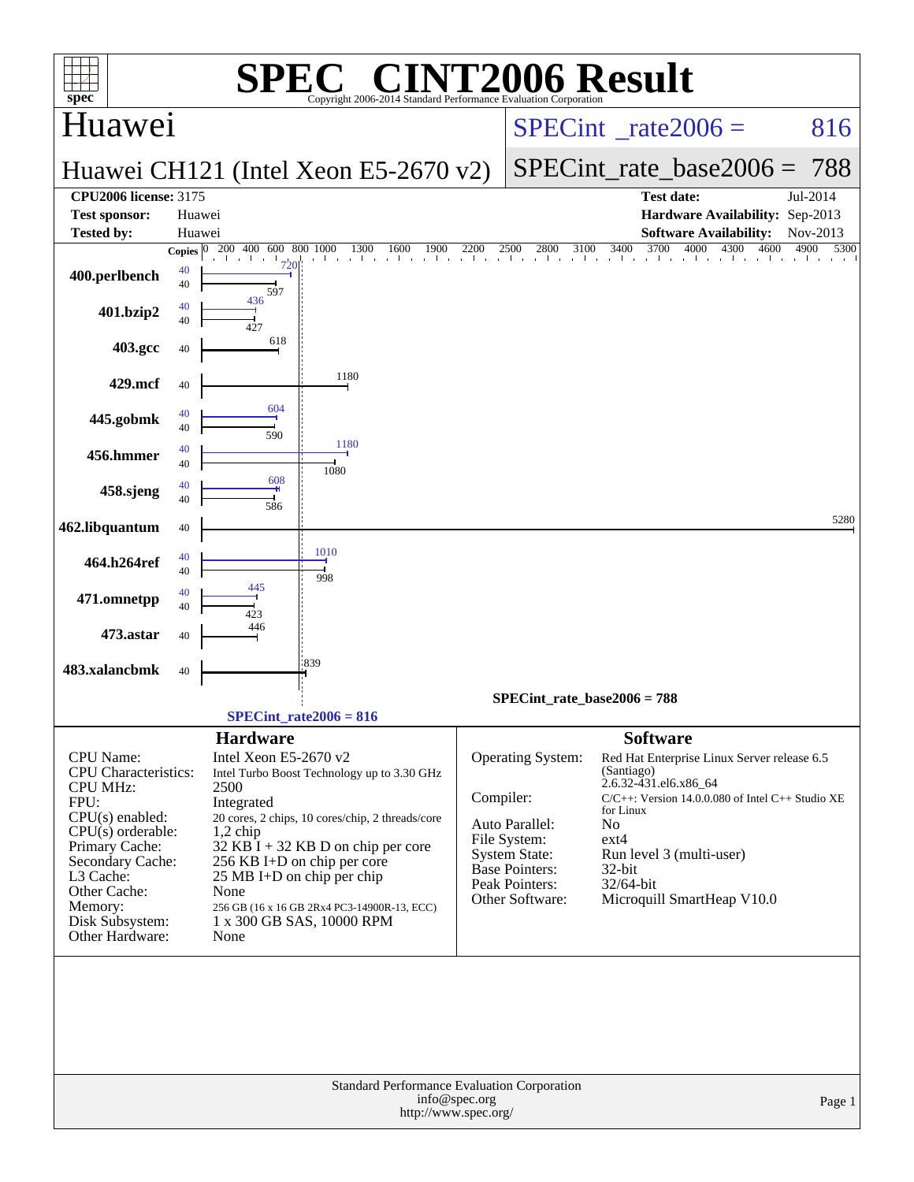# SPEC CINT2006 Result

Copyright 2006-2014 Standard Performance Evaluation Corporation

## Huawei

**Huawei CH121 (Intel Xeon E5-2670 v2)**

SPECint_rate2006 = 816

SPECint_rate_base2006 = 788

| | | | |
|---|---|---|---|
| **CPU2006 license:** 3175 | | **Test date:** | Jul-2014 |
| **Test sponsor:** | Huawei | **Hardware Availability:** | Sep-2013 |
| **Tested by:** | Huawei | **Software Availability:** | Nov-2013 |

| Benchmark | Copies | Peak | Base |
|---|---|---|---|
| 400.perlbench | 40 | 720 | 597 |
| 401.bzip2 | 40 | 436 | 427 |
| 403.gcc | 40 | | 618 |
| 429.mcf | 40 | | 1180 |
| 445.gobmk | 40 | 604 | 590 |
| 456.hmmer | 40 | 1180 | 1080 |
| 458.sjeng | 40 | 608 | 586 |
| 462.libquantum | 40 | | 5280 |
| 464.h264ref | 40 | 1010 | 998 |
| 471.omnetpp | 40 | 445 | 423 |
| 473.astar | 40 | | 446 |
| 483.xalancbmk | 40 | | 839 |

SPECint_rate_base2006 = 788

SPECint_rate2006 = 816

### Hardware

| | |
|---|---|
| CPU Name: | Intel Xeon E5-2670 v2 |
| CPU Characteristics: | Intel Turbo Boost Technology up to 3.30 GHz |
| CPU MHz: | 2500 |
| FPU: | Integrated |
| CPU(s) enabled: | 20 cores, 2 chips, 10 cores/chip, 2 threads/core |
| CPU(s) orderable: | 1,2 chip |
| Primary Cache: | 32 KB I + 32 KB D on chip per core |
| Secondary Cache: | 256 KB I+D on chip per core |
| L3 Cache: | 25 MB I+D on chip per chip |
| Other Cache: | None |
| Memory: | 256 GB (16 x 16 GB 2Rx4 PC3-14900R-13, ECC) |
| Disk Subsystem: | 1 x 300 GB SAS, 10000 RPM |
| Other Hardware: | None |

### Software

| | |
|---|---|
| Operating System: | Red Hat Enterprise Linux Server release 6.5 (Santiago) 2.6.32-431.el6.x86_64 |
| Compiler: | C/C++: Version 14.0.0.080 of Intel C++ Studio XE for Linux |
| Auto Parallel: | No |
| File System: | ext4 |
| System State: | Run level 3 (multi-user) |
| Base Pointers: | 32-bit |
| Peak Pointers: | 32/64-bit |
| Other Software: | Microquill SmartHeap V10.0 |

Standard Performance Evaluation Corporation
info@spec.org
http://www.spec.org/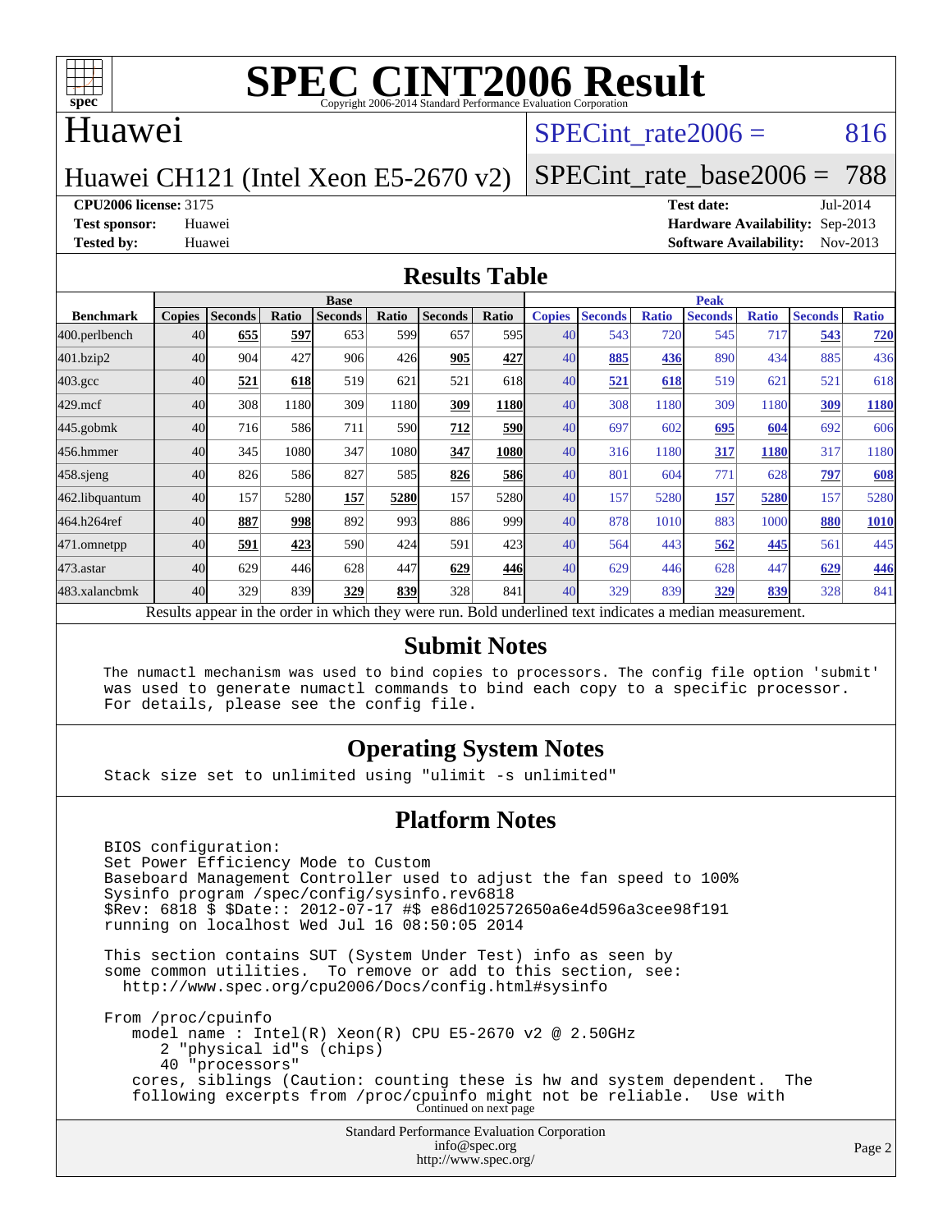# SPEC CINT2006 Result

Copyright 2006-2014 Standard Performance Evaluation Corporation

## Huawei

Huawei CH121 (Intel Xeon E5-2670 v2)

SPECint_rate2006 = 816

SPECint_rate_base2006 = 788

**CPU2006 license:** 3175
**Test sponsor:** Huawei
**Tested by:** Huawei

**Test date:** Jul-2014
**Hardware Availability:** Sep-2013
**Software Availability:** Nov-2013

## Results Table

| Benchmark | Base | | | | | | | Peak | | | | | | |
|---|---|---|---|---|---|---|---|---|---|---|---|---|---|---|
| | Copies | Seconds | Ratio | Seconds | Ratio | Seconds | Ratio | Copies | Seconds | Ratio | Seconds | Ratio | Seconds | Ratio |
| 400.perlbench | 40 | **655** | **597** | 653 | 599 | 657 | 595 | 40 | 543 | 720 | 545 | 717 | **543** | **720** |
| 401.bzip2 | 40 | 904 | 427 | 906 | 426 | **905** | **427** | 40 | **885** | **436** | 890 | 434 | 885 | 436 |
| 403.gcc | 40 | **521** | **618** | 519 | 621 | 521 | 618 | 40 | **521** | **618** | 519 | 621 | 521 | 618 |
| 429.mcf | 40 | 308 | 1180 | 309 | 1180 | **309** | **1180** | 40 | 308 | 1180 | 309 | 1180 | **309** | **1180** |
| 445.gobmk | 40 | 716 | 586 | 711 | 590 | **712** | **590** | 40 | 697 | 602 | **695** | **604** | 692 | 606 |
| 456.hmmer | 40 | 345 | 1080 | 347 | 1080 | **347** | **1080** | 40 | 316 | 1180 | **317** | **1180** | 317 | 1180 |
| 458.sjeng | 40 | 826 | 586 | 827 | 585 | **826** | **586** | 40 | 801 | 604 | 771 | 628 | **797** | **608** |
| 462.libquantum | 40 | 157 | 5280 | **157** | **5280** | 157 | 5280 | 40 | 157 | 5280 | **157** | **5280** | 157 | 5280 |
| 464.h264ref | 40 | **887** | **998** | 892 | 993 | 886 | 999 | 40 | 878 | 1010 | 883 | 1000 | **880** | **1010** |
| 471.omnetpp | 40 | **591** | **423** | 590 | 424 | 591 | 423 | 40 | 564 | 443 | **562** | **445** | 561 | 445 |
| 473.astar | 40 | 629 | 446 | 628 | 447 | **629** | **446** | 40 | 629 | 446 | 628 | 447 | **629** | **446** |
| 483.xalancbmk | 40 | 329 | 839 | **329** | **839** | 328 | 841 | 40 | 329 | 839 | **329** | **839** | 328 | 841 |

Results appear in the order in which they were run. Bold underlined text indicates a median measurement.

## Submit Notes

```
The numactl mechanism was used to bind copies to processors. The config file option 'submit'
was used to generate numactl commands to bind each copy to a specific processor.
For details, please see the config file.
```

## Operating System Notes

```
Stack size set to unlimited using "ulimit -s unlimited"
```

## Platform Notes

```
BIOS configuration:
Set Power Efficiency Mode to Custom
Baseboard Management Controller used to adjust the fan speed to 100%
Sysinfo program /spec/config/sysinfo.rev6818
$Rev: 6818 $ $Date:: 2012-07-17 #$ e86d102572650a6e4d596a3cee98f191
running on localhost Wed Jul 16 08:50:05 2014

This section contains SUT (System Under Test) info as seen by
some common utilities.  To remove or add to this section, see:
  http://www.spec.org/cpu2006/Docs/config.html#sysinfo

From /proc/cpuinfo
   model name : Intel(R) Xeon(R) CPU E5-2670 v2 @ 2.50GHz
      2 "physical id"s (chips)
      40 "processors"
   cores, siblings (Caution: counting these is hw and system dependent.  The
   following excerpts from /proc/cpuinfo might not be reliable.  Use with
```

Continued on next page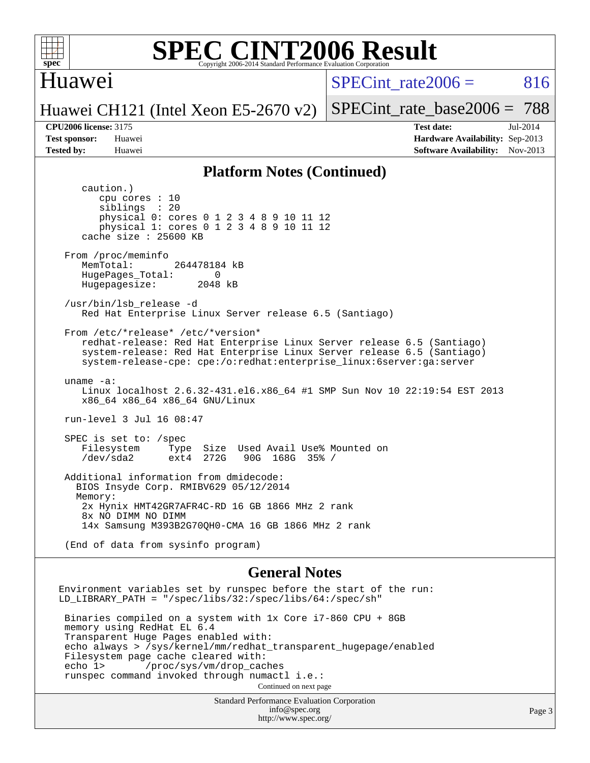# SPEC CINT2006 Result

Copyright 2006-2014 Standard Performance Evaluation Corporation

## Huawei

Huawei CH121 (Intel Xeon E5-2670 v2)

SPECint_rate2006 = 816

SPECint_rate_base2006 = 788

**CPU2006 license:** 3175
**Test sponsor:** Huawei
**Tested by:** Huawei

**Test date:** Jul-2014
**Hardware Availability:** Sep-2013
**Software Availability:** Nov-2013

## Platform Notes (Continued)

```
      caution.)
         cpu cores : 10
         siblings  : 20
         physical 0: cores 0 1 2 3 4 8 9 10 11 12
         physical 1: cores 0 1 2 3 4 8 9 10 11 12
      cache size : 25600 KB

   From /proc/meminfo
      MemTotal:       264478184 kB
      HugePages_Total:       0
      Hugepagesize:       2048 kB

   /usr/bin/lsb_release -d
      Red Hat Enterprise Linux Server release 6.5 (Santiago)

   From /etc/*release* /etc/*version*
      redhat-release: Red Hat Enterprise Linux Server release 6.5 (Santiago)
      system-release: Red Hat Enterprise Linux Server release 6.5 (Santiago)
      system-release-cpe: cpe:/o:redhat:enterprise_linux:6server:ga:server

   uname -a:
      Linux localhost 2.6.32-431.el6.x86_64 #1 SMP Sun Nov 10 22:19:54 EST 2013
      x86_64 x86_64 x86_64 GNU/Linux

   run-level 3 Jul 16 08:47

   SPEC is set to: /spec
      Filesystem     Type  Size  Used Avail Use% Mounted on
      /dev/sda2      ext4  272G   90G  168G  35% /

   Additional information from dmidecode:
     BIOS Insyde Corp. RMIBV629 05/12/2014
     Memory:
      2x Hynix HMT42GR7AFR4C-RD 16 GB 1866 MHz 2 rank
      8x NO DIMM NO DIMM
      14x Samsung M393B2G70QH0-CMA 16 GB 1866 MHz 2 rank

   (End of data from sysinfo program)
```

## General Notes

```
Environment variables set by runspec before the start of the run:
LD_LIBRARY_PATH = "/spec/libs/32:/spec/libs/64:/spec/sh"

 Binaries compiled on a system with 1x Core i7-860 CPU + 8GB
 memory using RedHat EL 6.4
 Transparent Huge Pages enabled with:
 echo always > /sys/kernel/mm/redhat_transparent_hugepage/enabled
 Filesystem page cache cleared with:
 echo 1>       /proc/sys/vm/drop_caches
 runspec command invoked through numactl i.e.:
```

Continued on next page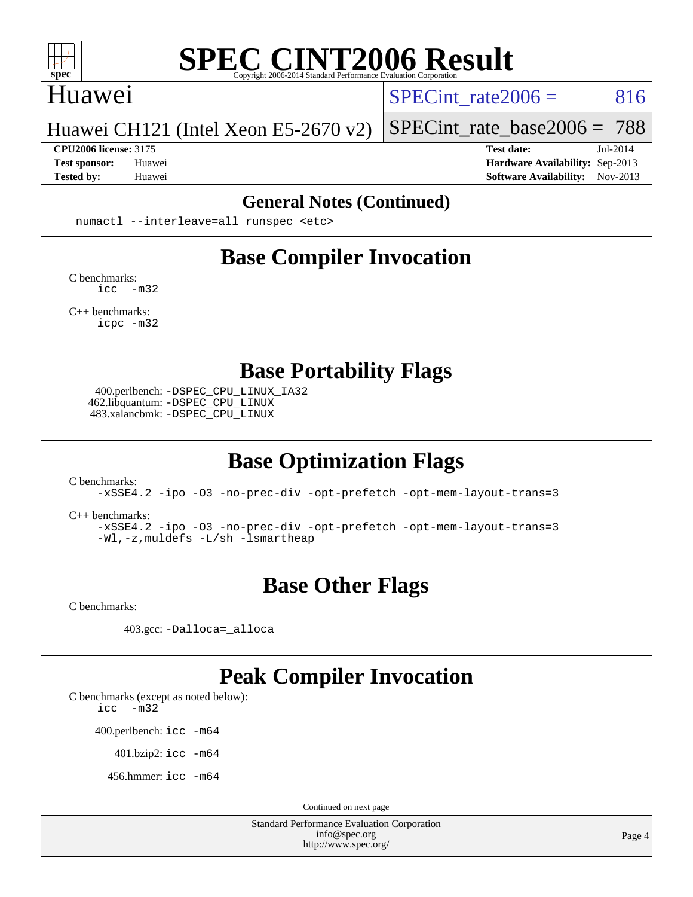# SPEC CINT2006 Result

Copyright 2006-2014 Standard Performance Evaluation Corporation

## Huawei

Huawei CH121 (Intel Xeon E5-2670 v2)

SPECint_rate2006 = 816

SPECint_rate_base2006 = 788

**CPU2006 license:** 3175
**Test sponsor:** Huawei
**Tested by:** Huawei

**Test date:** Jul-2014
**Hardware Availability:** Sep-2013
**Software Availability:** Nov-2013

## General Notes (Continued)

```
numactl --interleave=all runspec <etc>
```

## Base Compiler Invocation

C benchmarks:
```
icc  -m32
```

C++ benchmarks:
```
icpc -m32
```

## Base Portability Flags

400.perlbench: `-DSPEC_CPU_LINUX_IA32`
462.libquantum: `-DSPEC_CPU_LINUX`
483.xalancbmk: `-DSPEC_CPU_LINUX`

## Base Optimization Flags

C benchmarks:
```
-xSSE4.2 -ipo -O3 -no-prec-div -opt-prefetch -opt-mem-layout-trans=3
```

C++ benchmarks:
```
-xSSE4.2 -ipo -O3 -no-prec-div -opt-prefetch -opt-mem-layout-trans=3
-Wl,-z,muldefs -L/sh -lsmartheap
```

## Base Other Flags

C benchmarks:

403.gcc: `-Dalloca=_alloca`

## Peak Compiler Invocation

C benchmarks (except as noted below):
```
icc  -m32
```

400.perlbench: `icc -m64`

401.bzip2: `icc -m64`

456.hmmer: `icc -m64`

Continued on next page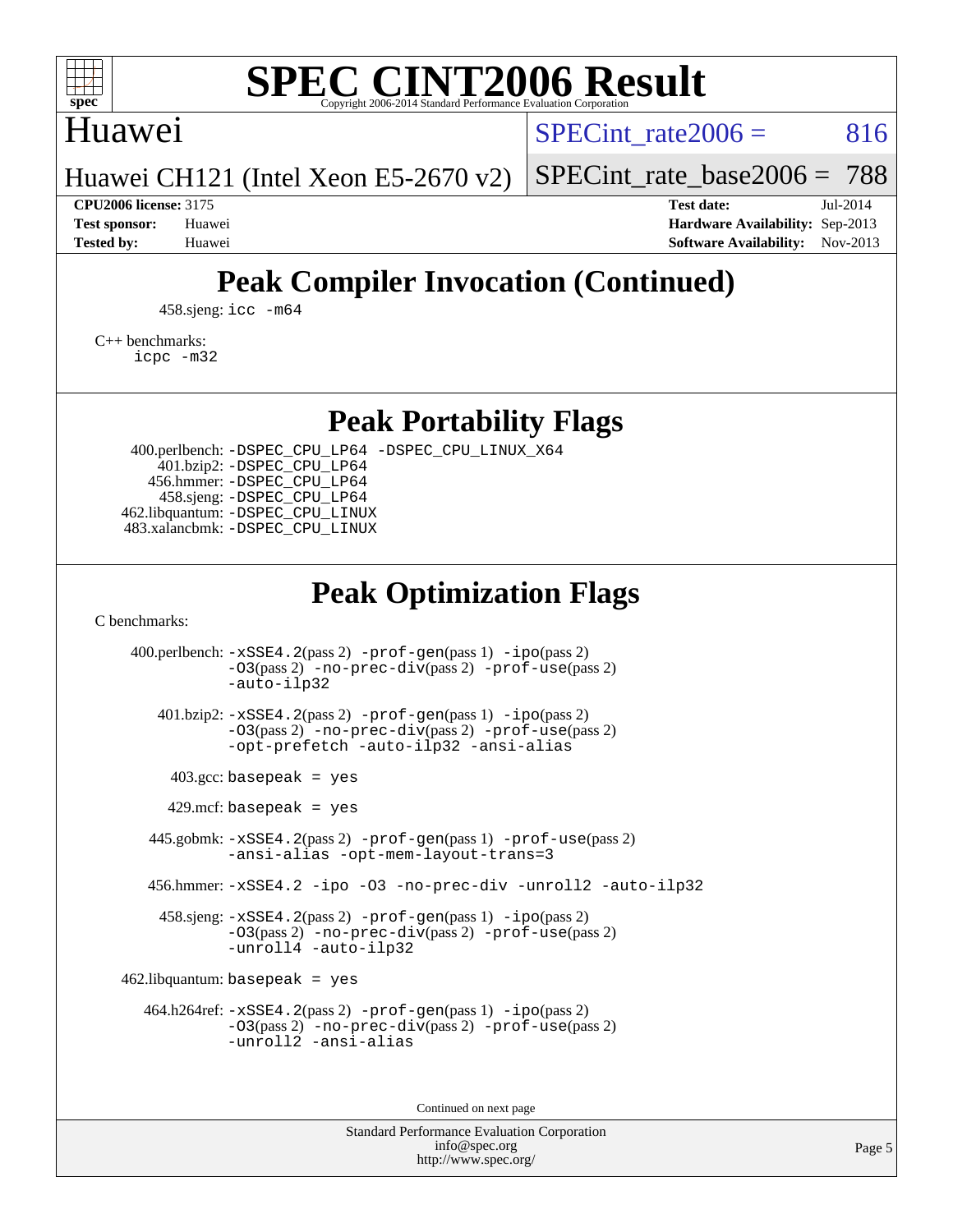# SPEC CINT2006 Result

Copyright 2006-2014 Standard Performance Evaluation Corporation

## Huawei

Huawei CH121 (Intel Xeon E5-2670 v2)

SPECint_rate2006 = 816

SPECint_rate_base2006 = 788

**CPU2006 license:** 3175
**Test sponsor:** Huawei
**Tested by:** Huawei

**Test date:** Jul-2014
**Hardware Availability:** Sep-2013
**Software Availability:** Nov-2013

## Peak Compiler Invocation (Continued)

458.sjeng: icc -m64

C++ benchmarks:
icpc -m32

## Peak Portability Flags

400.perlbench: -DSPEC_CPU_LP64 -DSPEC_CPU_LINUX_X64
401.bzip2: -DSPEC_CPU_LP64
456.hmmer: -DSPEC_CPU_LP64
458.sjeng: -DSPEC_CPU_LP64
462.libquantum: -DSPEC_CPU_LINUX
483.xalancbmk: -DSPEC_CPU_LINUX

## Peak Optimization Flags

C benchmarks:

400.perlbench: -xSSE4.2(pass 2) -prof-gen(pass 1) -ipo(pass 2) -O3(pass 2) -no-prec-div(pass 2) -prof-use(pass 2) -auto-ilp32

401.bzip2: -xSSE4.2(pass 2) -prof-gen(pass 1) -ipo(pass 2) -O3(pass 2) -no-prec-div(pass 2) -prof-use(pass 2) -opt-prefetch -auto-ilp32 -ansi-alias

403.gcc: basepeak = yes

429.mcf: basepeak = yes

445.gobmk: -xSSE4.2(pass 2) -prof-gen(pass 1) -prof-use(pass 2) -ansi-alias -opt-mem-layout-trans=3

456.hmmer: -xSSE4.2 -ipo -O3 -no-prec-div -unroll2 -auto-ilp32

458.sjeng: -xSSE4.2(pass 2) -prof-gen(pass 1) -ipo(pass 2) -O3(pass 2) -no-prec-div(pass 2) -prof-use(pass 2) -unroll4 -auto-ilp32

462.libquantum: basepeak = yes

464.h264ref: -xSSE4.2(pass 2) -prof-gen(pass 1) -ipo(pass 2) -O3(pass 2) -no-prec-div(pass 2) -prof-use(pass 2) -unroll2 -ansi-alias

Continued on next page

Standard Performance Evaluation Corporation
info@spec.org
http://www.spec.org/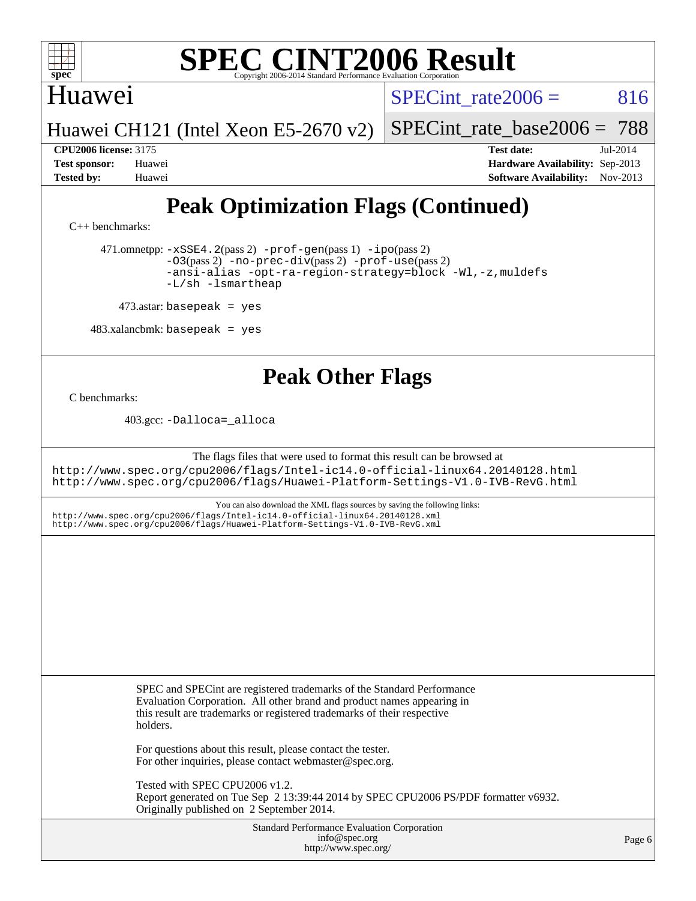# Peak Optimization Flags (Continued)

C++ benchmarks:

471.omnetpp: -xSSE4.2(pass 2) -prof-gen(pass 1) -ipo(pass 2) -O3(pass 2) -no-prec-div(pass 2) -prof-use(pass 2) -ansi-alias -opt-ra-region-strategy=block -Wl,-z,muldefs -L/sh -lsmartheap

473.astar: basepeak = yes

483.xalancbmk: basepeak = yes

# Peak Other Flags

C benchmarks:

403.gcc: -Dalloca=_alloca

The flags files that were used to format this result can be browsed at
http://www.spec.org/cpu2006/flags/Intel-ic14.0-official-linux64.20140128.html
http://www.spec.org/cpu2006/flags/Huawei-Platform-Settings-V1.0-IVB-RevG.html

You can also download the XML flags sources by saving the following links:
http://www.spec.org/cpu2006/flags/Intel-ic14.0-official-linux64.20140128.xml
http://www.spec.org/cpu2006/flags/Huawei-Platform-Settings-V1.0-IVB-RevG.xml

SPEC and SPECint are registered trademarks of the Standard Performance Evaluation Corporation. All other brand and product names appearing in this result are trademarks or registered trademarks of their respective holders.

For questions about this result, please contact the tester.
For other inquiries, please contact webmaster@spec.org.

Tested with SPEC CPU2006 v1.2.
Report generated on Tue Sep 2 13:39:44 2014 by SPEC CPU2006 PS/PDF formatter v6932.
Originally published on 2 September 2014.